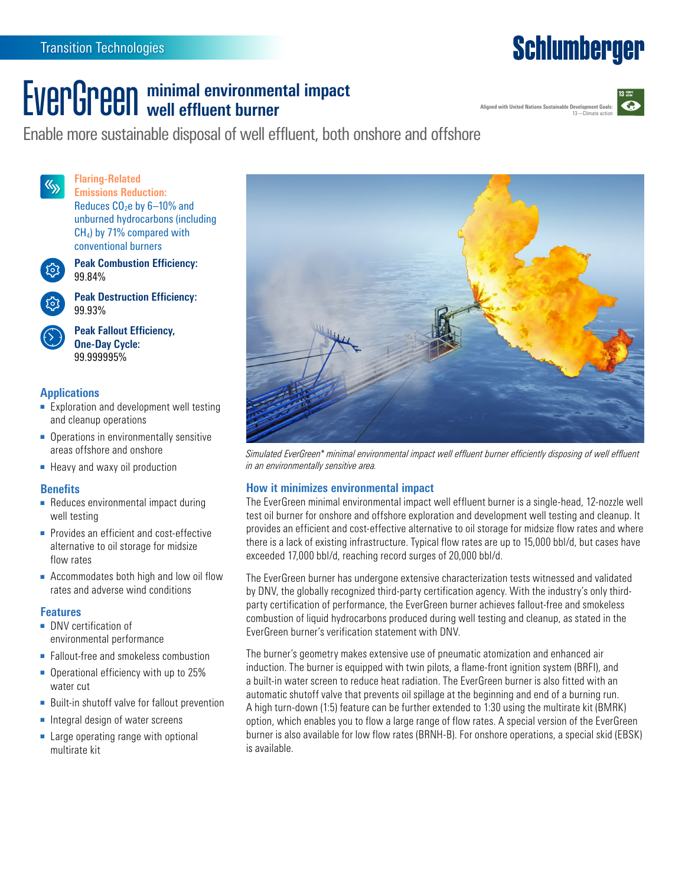Transition Technologies

Schlumberger

# EverGreen minimal environmental impact well effluent burner

Aligned with United Nations Sustainable Development Goals: 13—Climate action

Enable more sustainable disposal of well effluent, both onshore and offshore

**Flaring-Related Emissions Reduction:**
Reduces $CO_2e$ by 6–10% and unburned hydrocarbons (including $CH_4$) by 71% compared with conventional burners

**Peak Combustion Efficiency:**
99.84%

**Peak Destruction Efficiency:**
99.93%

**Peak Fallout Efficiency, One-Day Cycle:**
99.999995%

## Applications

- Exploration and development well testing and cleanup operations
- Operations in environmentally sensitive areas offshore and onshore
- Heavy and waxy oil production

## Benefits

- Reduces environmental impact during well testing
- Provides an efficient and cost-effective alternative to oil storage for midsize flow rates
- Accommodates both high and low oil flow rates and adverse wind conditions

## Features

- DNV certification of environmental performance
- Fallout-free and smokeless combustion
- Operational efficiency with up to 25% water cut
- Built-in shutoff valve for fallout prevention
- Integral design of water screens
- Large operating range with optional multirate kit

*Simulated EverGreen\* minimal environmental impact well effluent burner efficiently disposing of well effluent in an environmentally sensitive area.*

## How it minimizes environmental impact

The EverGreen minimal environmental impact well effluent burner is a single-head, 12-nozzle well test oil burner for onshore and offshore exploration and development well testing and cleanup. It provides an efficient and cost-effective alternative to oil storage for midsize flow rates and where there is a lack of existing infrastructure. Typical flow rates are up to 15,000 bbl/d, but cases have exceeded 17,000 bbl/d, reaching record surges of 20,000 bbl/d.

The EverGreen burner has undergone extensive characterization tests witnessed and validated by DNV, the globally recognized third-party certification agency. With the industry's only third-party certification of performance, the EverGreen burner achieves fallout-free and smokeless combustion of liquid hydrocarbons produced during well testing and cleanup, as stated in the EverGreen burner's verification statement with DNV.

The burner's geometry makes extensive use of pneumatic atomization and enhanced air induction. The burner is equipped with twin pilots, a flame-front ignition system (BRFI), and a built-in water screen to reduce heat radiation. The EverGreen burner is also fitted with an automatic shutoff valve that prevents oil spillage at the beginning and end of a burning run. A high turn-down (1:5) feature can be further extended to 1:30 using the multirate kit (BMRK) option, which enables you to flow a large range of flow rates. A special version of the EverGreen burner is also available for low flow rates (BRNH-B). For onshore operations, a special skid (EBSK) is available.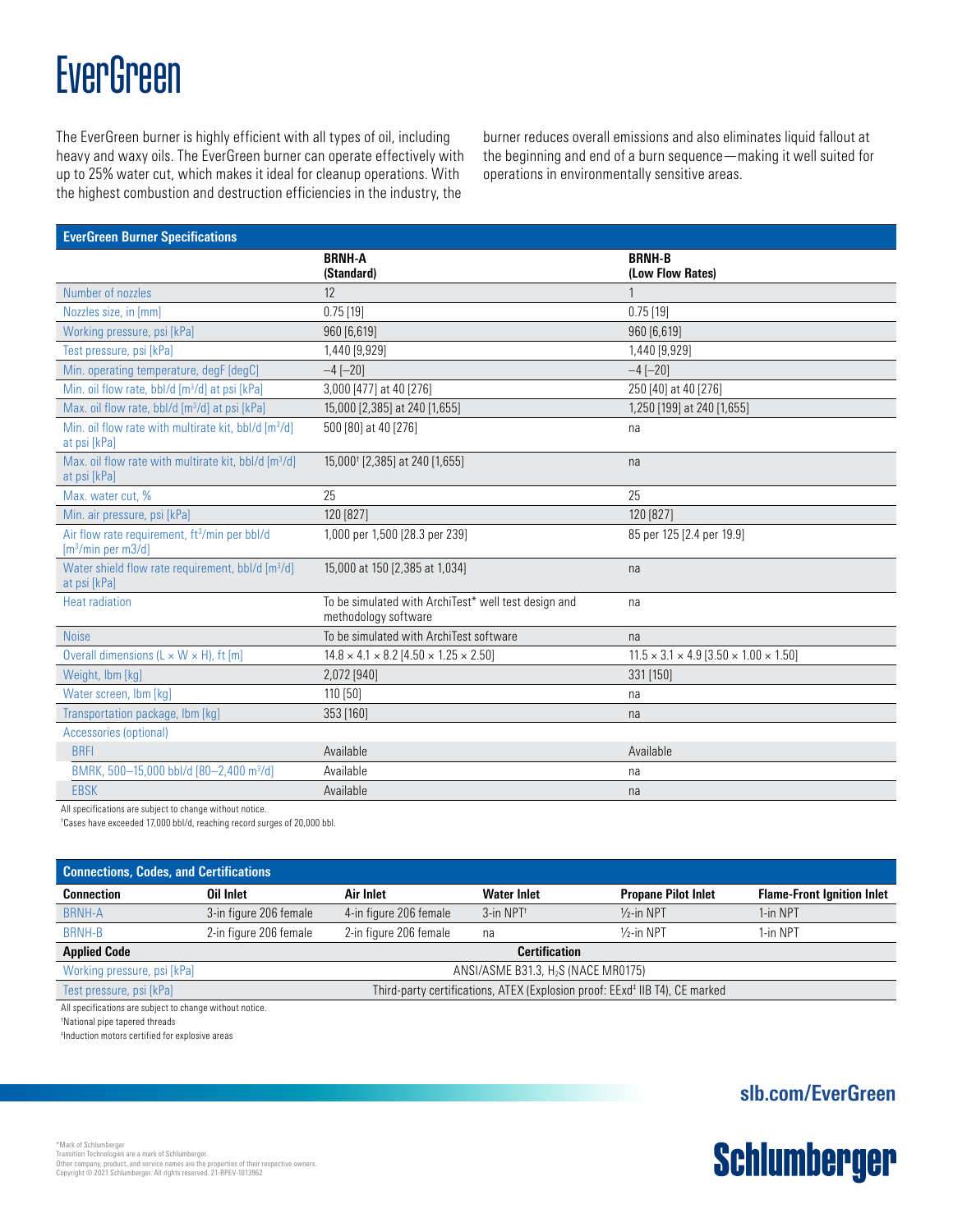# EverGreen

The EverGreen burner is highly efficient with all types of oil, including heavy and waxy oils. The EverGreen burner can operate effectively with up to 25% water cut, which makes it ideal for cleanup operations. With the highest combustion and destruction efficiencies in the industry, the burner reduces overall emissions and also eliminates liquid fallout at the beginning and end of a burn sequence—making it well suited for operations in environmentally sensitive areas.

**EverGreen Burner Specifications**

| | BRNH-A (Standard) | BRNH-B (Low Flow Rates) |
|---|---|---|
| Number of nozzles | 12 | 1 |
| Nozzles size, in [mm] | 0.75 [19] | 0.75 [19] |
| Working pressure, psi [kPa] | 960 [6,619] | 960 [6,619] |
| Test pressure, psi [kPa] | 1,440 [9,929] | 1,440 [9,929] |
| Min. operating temperature, degF [degC] | −4 [−20] | −4 [−20] |
| Min. oil flow rate, bbl/d [$m^3$/d] at psi [kPa] | 3,000 [477] at 40 [276] | 250 [40] at 40 [276] |
| Max. oil flow rate, bbl/d [$m^3$/d] at psi [kPa] | 15,000 [2,385] at 240 [1,655] | 1,250 [199] at 240 [1,655] |
| Min. oil flow rate with multirate kit, bbl/d [$m^3$/d] at psi [kPa] | 500 [80] at 40 [276] | na |
| Max. oil flow rate with multirate kit, bbl/d [$m^3$/d] at psi [kPa] | 15,000† [2,385] at 240 [1,655] | na |
| Max. water cut, % | 25 | 25 |
| Min. air pressure, psi [kPa] | 120 [827] | 120 [827] |
| Air flow rate requirement, $ft^3$/min per bbl/d [$m^3$/min per m3/d] | 1,000 per 1,500 [28.3 per 239] | 85 per 125 [2.4 per 19.9] |
| Water shield flow rate requirement, bbl/d [$m^3$/d] at psi [kPa] | 15,000 at 150 [2,385 at 1,034] | na |
| Heat radiation | To be simulated with ArchiTest* well test design and methodology software | na |
| Noise | To be simulated with ArchiTest software | na |
| Overall dimensions (L × W × H), ft [m] | 14.8 × 4.1 × 8.2 [4.50 × 1.25 × 2.50] | 11.5 × 3.1 × 4.9 [3.50 × 1.00 × 1.50] |
| Weight, lbm [kg] | 2,072 [940] | 331 [150] |
| Water screen, lbm [kg] | 110 [50] | na |
| Transportation package, lbm [kg] | 353 [160] | na |
| Accessories (optional) | | |
| BRFI | Available | Available |
| BMRK, 500–15,000 bbl/d [80–2,400 $m^3$/d] | Available | na |
| EBSK | Available | na |

All specifications are subject to change without notice.

†Cases have exceeded 17,000 bbl/d, reaching record surges of 20,000 bbl.

**Connections, Codes, and Certifications**

| Connection | Oil Inlet | Air Inlet | Water Inlet | Propane Pilot Inlet | Flame-Front Ignition Inlet |
|---|---|---|---|---|---|
| BRNH-A | 3-in figure 206 female | 4-in figure 206 female | 3-in NPT† | ½-in NPT | 1-in NPT |
| BRNH-B | 2-in figure 206 female | 2-in figure 206 female | na | ½-in NPT | 1-in NPT |
| **Applied Code** | **Certification** | | | | |
| Working pressure, psi [kPa] | ANSI/ASME B31.3, $H_2S$ (NACE MR0175) | | | | |
| Test pressure, psi [kPa] | Third-party certifications, ATEX (Explosion proof: EExd‡ IIB T4), CE marked | | | | |

All specifications are subject to change without notice.

†National pipe tapered threads

‡Induction motors certified for explosive areas

slb.com/EverGreen

*Mark of Schlumberger
Transition Technologies are a mark of Schlumberger.
Other company, product, and service names are the properties of their respective owners.
Copyright © 2021 Schlumberger. All rights reserved. 21-RPEV-1013962

Schlumberger